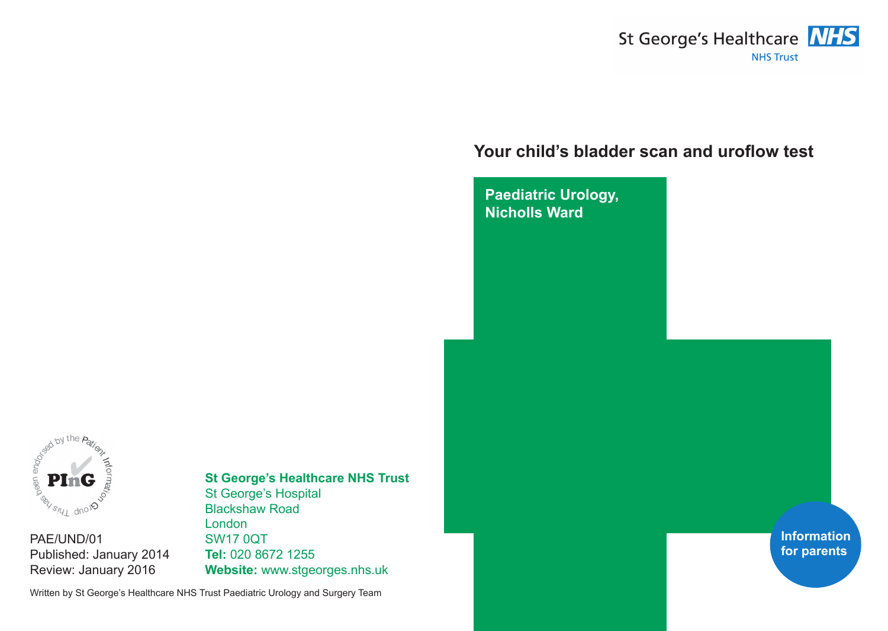St George's Healthcare NHS Trust

# Your child's bladder scan and uroflow test

**Paediatric Urology, Nicholls Ward**

**Information for parents**

This has been endorsed by the Patient Information Group

PAE/UND/01
Published: January 2014
Review: January 2016

**St George's Healthcare NHS Trust**
St George's Hospital
Blackshaw Road
London
SW17 0QT
**Tel:** 020 8672 1255
**Website:** www.stgeorges.nhs.uk

Written by St George's Healthcare NHS Trust Paediatric Urology and Surgery Team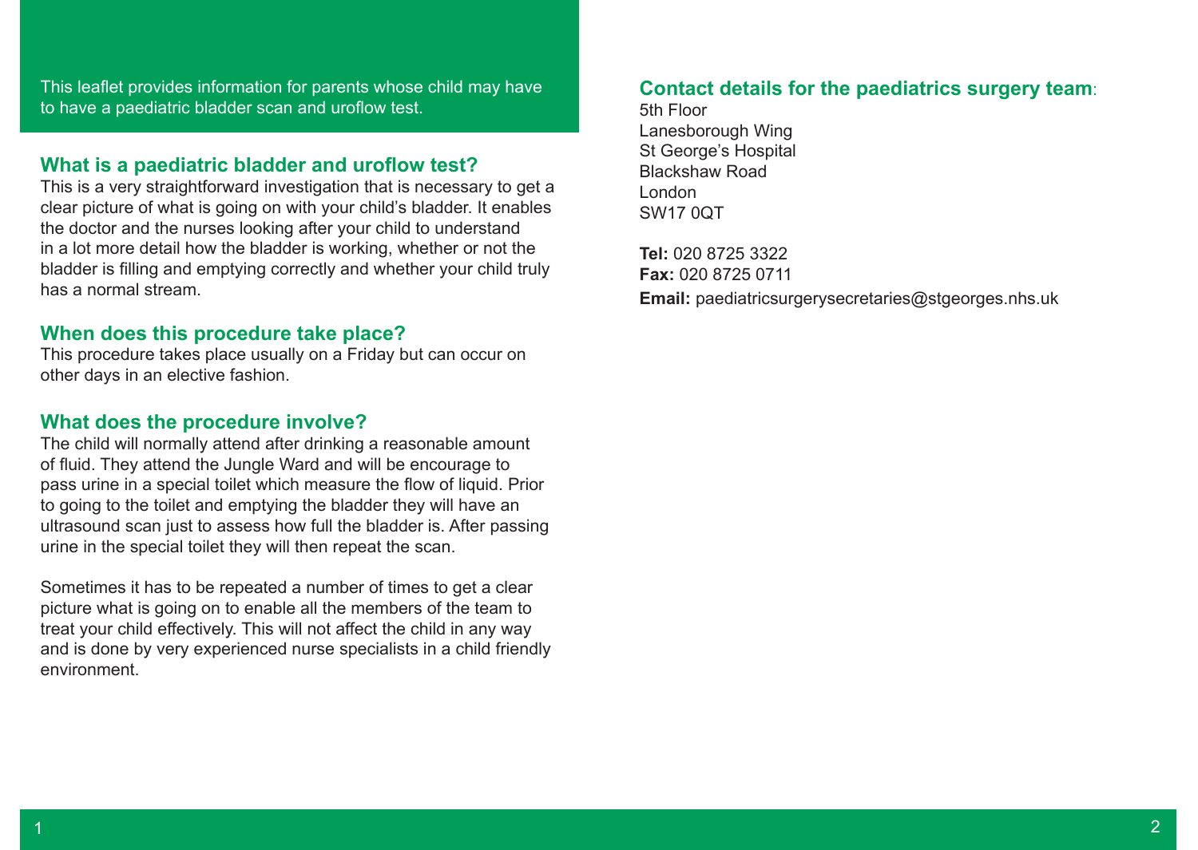This leaflet provides information for parents whose child may have to have a paediatric bladder scan and uroflow test.

## What is a paediatric bladder and uroflow test?

This is a very straightforward investigation that is necessary to get a clear picture of what is going on with your child's bladder. It enables the doctor and the nurses looking after your child to understand in a lot more detail how the bladder is working, whether or not the bladder is filling and emptying correctly and whether your child truly has a normal stream.

## When does this procedure take place?

This procedure takes place usually on a Friday but can occur on other days in an elective fashion.

## What does the procedure involve?

The child will normally attend after drinking a reasonable amount of fluid. They attend the Jungle Ward and will be encourage to pass urine in a special toilet which measure the flow of liquid. Prior to going to the toilet and emptying the bladder they will have an ultrasound scan just to assess how full the bladder is. After passing urine in the special toilet they will then repeat the scan.

Sometimes it has to be repeated a number of times to get a clear picture what is going on to enable all the members of the team to treat your child effectively. This will not affect the child in any way and is done by very experienced nurse specialists in a child friendly environment.

## Contact details for the paediatrics surgery team:

5th Floor
Lanesborough Wing
St George's Hospital
Blackshaw Road
London
SW17 0QT

**Tel:** 020 8725 3322
**Fax:** 020 8725 0711
**Email:** paediatricsurgerysecretaries@stgeorges.nhs.uk